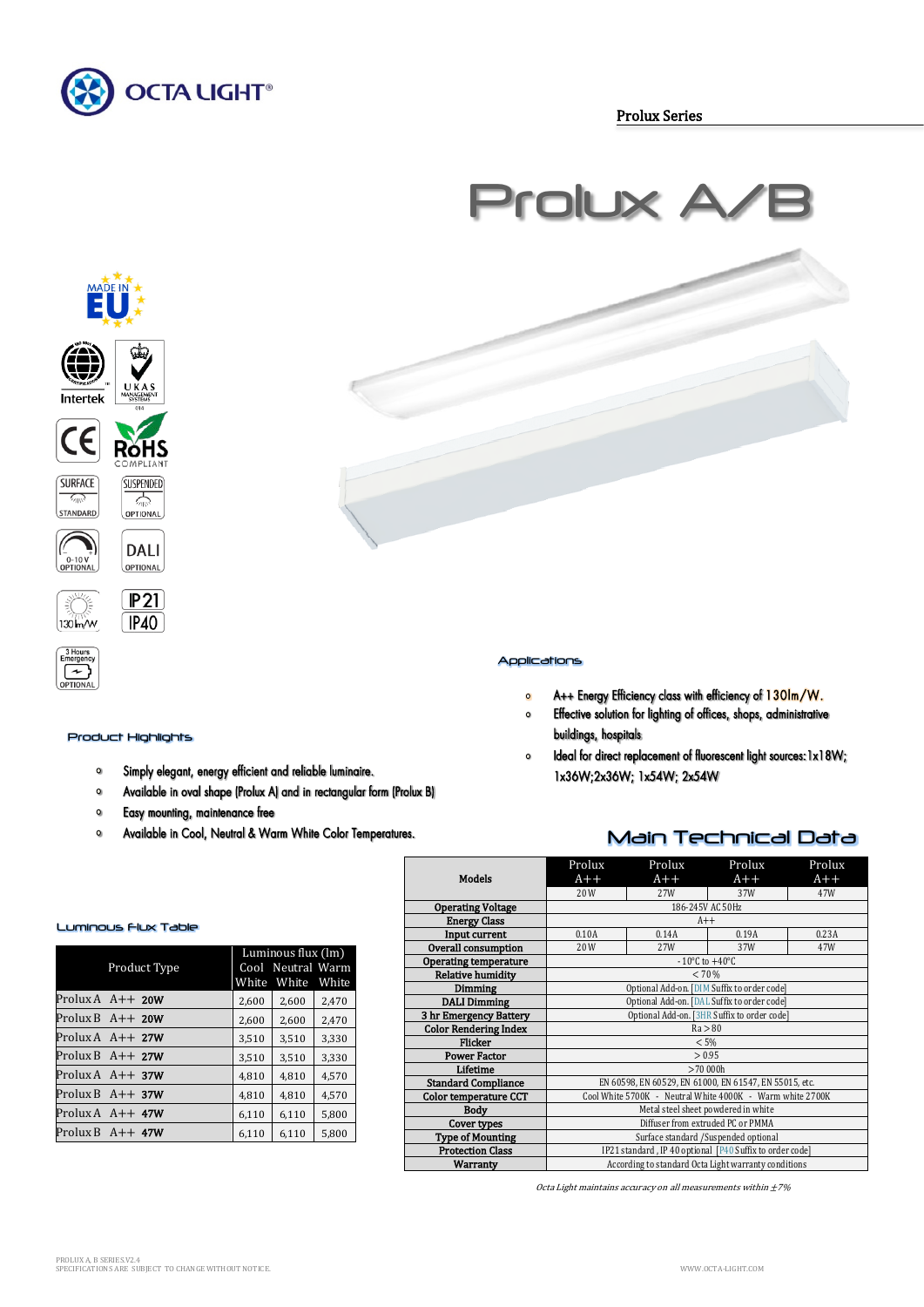Prolux Series

# Prolux A/B

MADE IN EU

Intertek | UKAS MANAGEMENT SYSTEMS

CE | RoHS COMPLIANT

SURFACE STANDARD | SUSPENDED OPTIONAL

0-10V OPTIONAL | DALI OPTIONAL

130 lm/W | IP21 IP40

3 Hours Emergency OPTIONAL

## Applications

- A++ Energy Efficiency class with efficiency of 130lm/W.
- Effective solution for lighting of offices, shops, administrative buildings, hospitals
- Ideal for direct replacement of fluorescent light sources: 1x18W; 1x36W;2x36W; 1x54W; 2x54W

## Product Highlights

- Simply elegant, energy efficient and reliable luminaire.
- Available in oval shape (Prolux A) and in rectangular form (Prolux B)
- Easy mounting, maintenance free
- Available in Cool, Neutral & Warm White Color Temperatures.

## Main Technical Data

| Models | Prolux A++ 20W | Prolux A++ 27W | Prolux A++ 37W | Prolux A++ 47W |
|---|---|---|---|---|
| Operating Voltage | 186-245V AC 50Hz | | | |
| Energy Class | A++ | | | |
| Input current | 0.10A | 0.14A | 0.19A | 0.23A |
| Overall consumption | 20W | 27W | 37W | 47W |
| Operating temperature | -10°C to +40°C | | | |
| Relative humidity | < 70% | | | |
| Dimming | Optional Add-on. [DIM Suffix to order code] | | | |
| DALI Dimming | Optional Add-on. [DAL Suffix to order code] | | | |
| 3 hr Emergency Battery | Optional Add-on. [3HR Suffix to order code] | | | |
| Color Rendering Index | Ra > 80 | | | |
| Flicker | < 5% | | | |
| Power Factor | > 0.95 | | | |
| Lifetime | > 70 000h | | | |
| Standard Compliance | EN 60598, EN 60529, EN 61000, EN 61547, EN 55015, etc. | | | |
| Color temperature CCT | Cool White 5700K - Neutral White 4000K - Warm white 2700K | | | |
| Body | Metal steel sheet powdered in white | | | |
| Cover types | Diffuser from extruded PC or PMMA | | | |
| Type of Mounting | Surface standard / Suspended optional | | | |
| Protection Class | IP21 standard , IP 40 optional [P40 Suffix to order code] | | | |
| Warranty | According to standard Octa Light warranty conditions | | | |

*Octa Light maintains accuracy on all measurements within ±7%*

## Luminous Flux Table

| Product Type | Luminous flux (lm) Cool White | Neutral White | Warm White |
|---|---|---|---|
| Prolux A A++ **20W** | 2,600 | 2,600 | 2,470 |
| Prolux B A++ **20W** | 2,600 | 2,600 | 2,470 |
| Prolux A A++ **27W** | 3,510 | 3,510 | 3,330 |
| Prolux B A++ **27W** | 3,510 | 3,510 | 3,330 |
| Prolux A A++ **37W** | 4,810 | 4,810 | 4,570 |
| Prolux B A++ **37W** | 4,810 | 4,810 | 4,570 |
| Prolux A A++ **47W** | 6,110 | 6,110 | 5,800 |
| Prolux B A++ **47W** | 6,110 | 6,110 | 5,800 |

PROLUX A, B SERIES V2.4
SPECIFICATIONS ARE SUBJECT TO CHANGE WITHOUT NOTICE.

WWW.OCTA-LIGHT.COM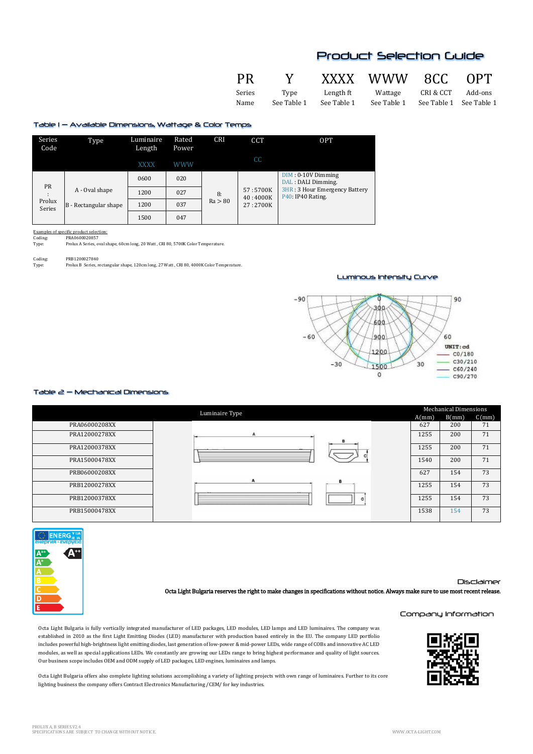# Product Selection Guide

| PR | Y | XXXX | WWW | 8CC | OPT |
|---|---|---|---|---|---|
| Series Name | Type | Length ft See Table 1 | Wattage See Table 1 | CRI & CCT See Table 1 | Add-ons See Table 1 |

## Table 1 – Available Dimensions, Wattage & Color Temps

| Series Code | Type | Luminaire Length XXXX | Rated Power WWW | CRI | CCT CC | OPT |
|---|---|---|---|---|---|---|
| PR : Prolux Series | A - Oval shape | 0600 | 020 | 8: Ra > 80 | 57 : 5700K 40 : 4000K 27 : 2700K | DIM : 0-10V Dimming DAL : DALI Dimming. 3HR : 3 Hour Emergency Battery P40: IP40 Rating. |
| | | 1200 | 027 | | | |
| | B - Rectangular shape | 1200 | 037 | | | |
| | | 1500 | 047 | | | |

Examples of specific product selection:

Coding: PRA0600020857
Type: Prolux A Series, oval shape, 60cm long, 20 Watt , CRI 80, 5700K Color Temperature.

Coding: PRB1200027840
Type: Prolux B Series, rectangular shape, 120cm long, 27 Watt , CRI 80, 4000K Color Temperature.

## Luminous Intensity Curve

-90 0 90
300
600
-60 900 60
1200
-30 1500 30
0
UNIT: cd
C0/180
C30/210
C60/240
C90/270

## Table 2 – Mechanical Dimensions

| Luminaire Type | | Mechanical Dimensions A(mm) | B(mm) | C(mm) |
|---|---|---|---|---|
| PRA06000208XX | | 627 | 200 | 71 |
| PRA12000278XX | | 1255 | 200 | 71 |
| PRA12000378XX | | 1255 | 200 | 71 |
| PRA15000478XX | | 1540 | 200 | 71 |
| PRB06000208XX | | 627 | 154 | 73 |
| PRB12000278XX | | 1255 | 154 | 73 |
| PRB12000378XX | | 1255 | 154 | 73 |
| PRB15000478XX | | 1538 | 154 | 73 |

ENERGY
A++
A+
A
B
C
D
E
A++

## Disclaimer

**Octa Light Bulgaria reserves the right to make changes in specifications without notice. Always make sure to use most recent release.**

## Company Information

Octa Light Bulgaria is fully vertically integrated manufacturer of LED packages, LED modules, LED lamps and LED luminaires. The company was established in 2010 as the first Light Emitting Diodes (LED) manufacturer with production based entirely in the EU. The company LED portfolio includes powerful high-brightness light emitting diodes, last generation of low-power & mid-power LEDs, wide range of COBs and innovative AC LED modules, as well as special applications LEDs. We constantly are growing our LEDs range to bring highest performance and quality of light sources. Our business scope includes OEM and ODM supply of LED packages, LED engines, luminaires and lamps.

Octa Light Bulgaria offers also complete lighting solutions accomplishing a variety of lighting projects with own range of luminaires. Further to its core lighting business the company offers Contract Electronics Manufacturing /CEM/ for key industries.

PROLUX A, B SERIES V2.4
SPECIFICATIONS ARE SUBJECT TO CHANGE WITHOUT NOTICE.

WWW.OCTA-LIGHT.COM